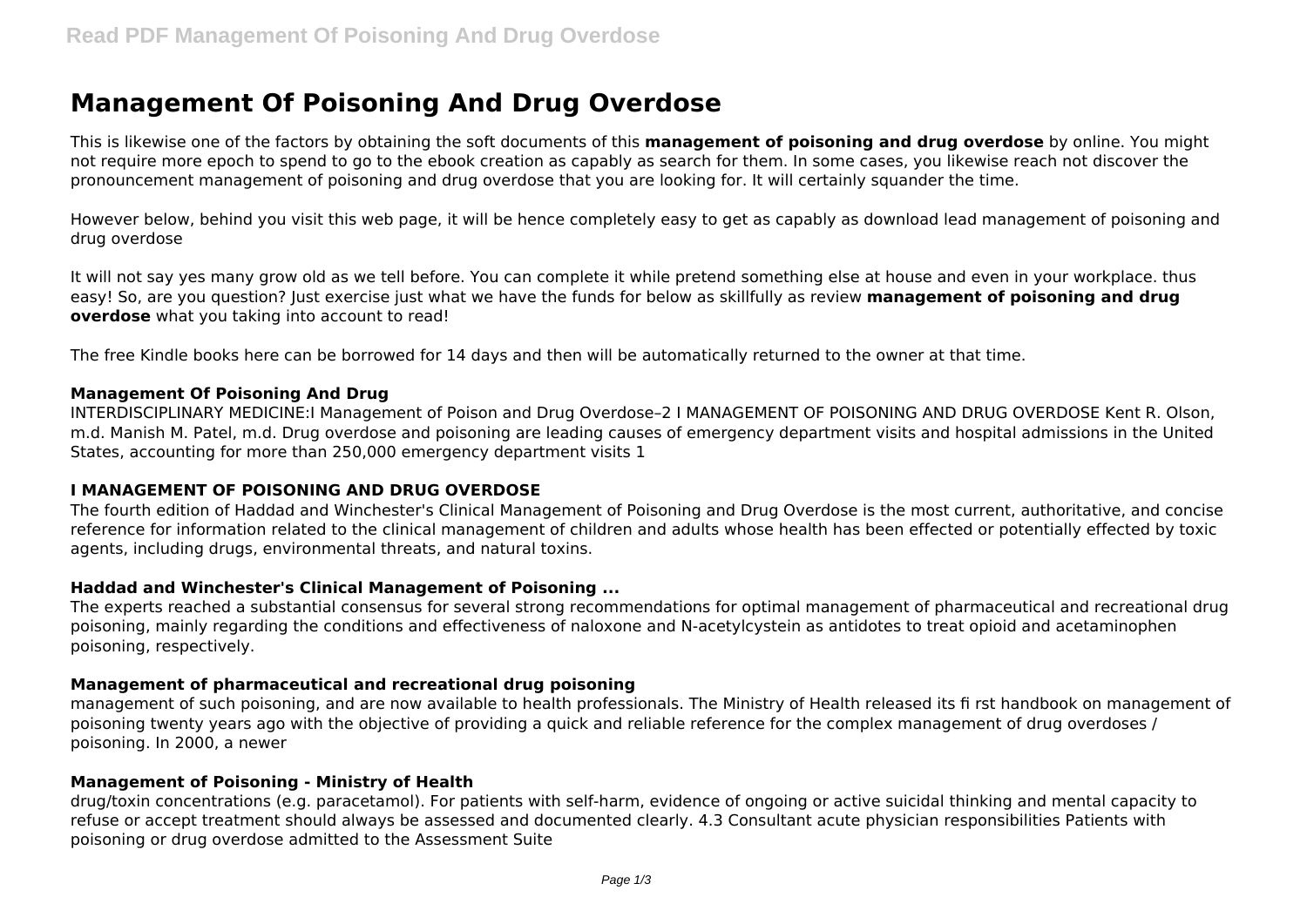# Management Of Poisoning And Drug Overdose

This is likewise one of the factors by obtaining the soft documents of this **management of poisoning and drug overdose** by online. You might not require more epoch to spend to go to the ebook creation as capably as search for them. In some cases, you likewise reach not discover the pronouncement management of poisoning and drug overdose that you are looking for. It will certainly squander the time.

However below, behind you visit this web page, it will be hence completely easy to get as capably as download lead management of poisoning and drug overdose

It will not say yes many grow old as we tell before. You can complete it while pretend something else at house and even in your workplace. thus easy! So, are you question? Just exercise just what we have the funds for below as skillfully as review **management of poisoning and drug overdose** what you taking into account to read!

The free Kindle books here can be borrowed for 14 days and then will be automatically returned to the owner at that time.

### Management Of Poisoning And Drug

INTERDISCIPLINARY MEDICINE:I Management of Poison and Drug Overdose–2 I MANAGEMENT OF POISONING AND DRUG OVERDOSE Kent R. Olson, m.d. Manish M. Patel, m.d. Drug overdose and poisoning are leading causes of emergency department visits and hospital admissions in the United States, accounting for more than 250,000 emergency department visits 1

### I MANAGEMENT OF POISONING AND DRUG OVERDOSE

The fourth edition of Haddad and Winchester's Clinical Management of Poisoning and Drug Overdose is the most current, authoritative, and concise reference for information related to the clinical management of children and adults whose health has been effected or potentially effected by toxic agents, including drugs, environmental threats, and natural toxins.

### Haddad and Winchester's Clinical Management of Poisoning ...

The experts reached a substantial consensus for several strong recommendations for optimal management of pharmaceutical and recreational drug poisoning, mainly regarding the conditions and effectiveness of naloxone and N-acetylcystein as antidotes to treat opioid and acetaminophen poisoning, respectively.

### Management of pharmaceutical and recreational drug poisoning

management of such poisoning, and are now available to health professionals. The Ministry of Health released its fi rst handbook on management of poisoning twenty years ago with the objective of providing a quick and reliable reference for the complex management of drug overdoses / poisoning. In 2000, a newer

### Management of Poisoning - Ministry of Health

drug/toxin concentrations (e.g. paracetamol). For patients with self-harm, evidence of ongoing or active suicidal thinking and mental capacity to refuse or accept treatment should always be assessed and documented clearly. 4.3 Consultant acute physician responsibilities Patients with poisoning or drug overdose admitted to the Assessment Suite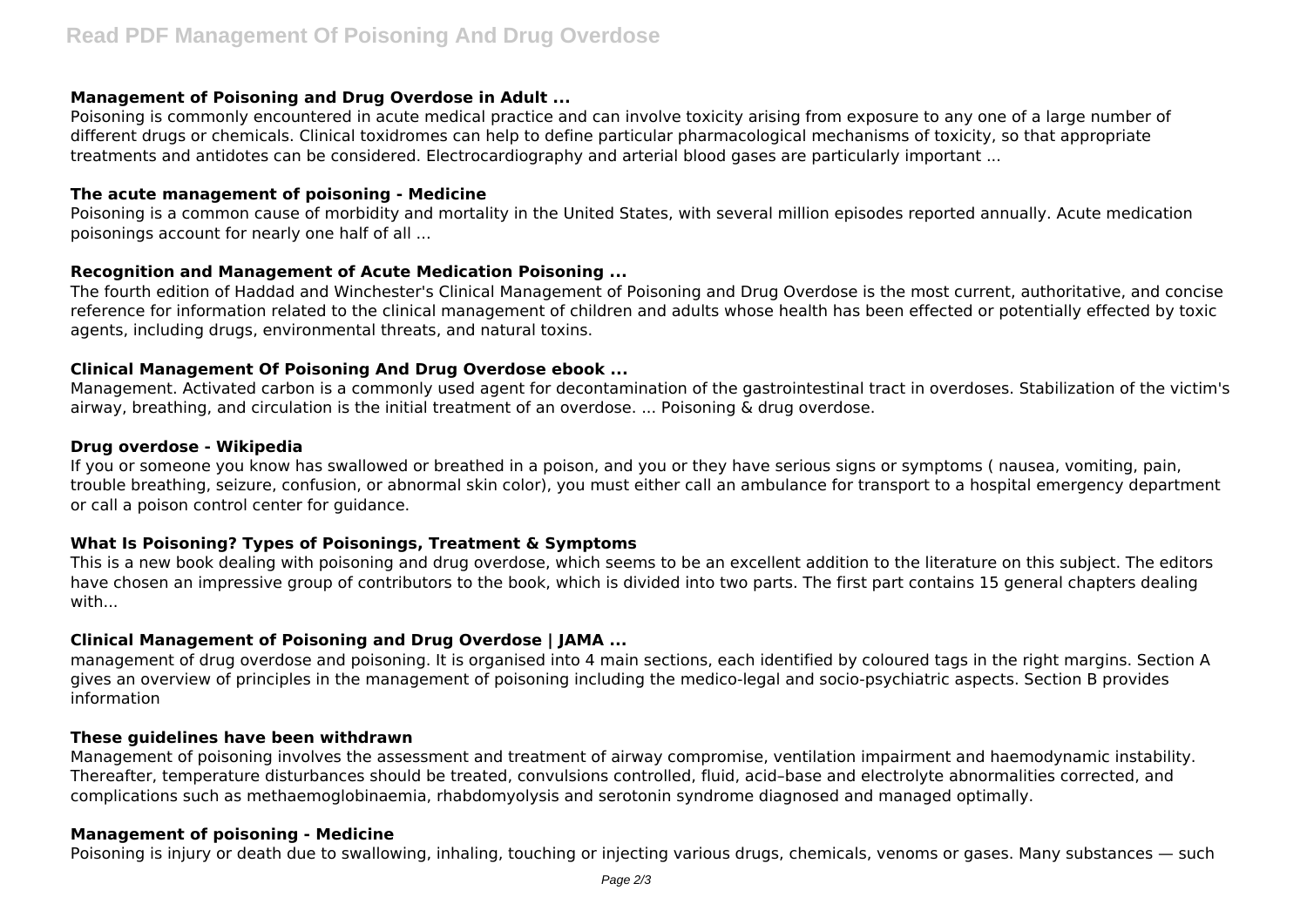### Management of Poisoning and Drug Overdose in Adult ...

Poisoning is commonly encountered in acute medical practice and can involve toxicity arising from exposure to any one of a large number of different drugs or chemicals. Clinical toxidromes can help to define particular pharmacological mechanisms of toxicity, so that appropriate treatments and antidotes can be considered. Electrocardiography and arterial blood gases are particularly important ...

### The acute management of poisoning - Medicine

Poisoning is a common cause of morbidity and mortality in the United States, with several million episodes reported annually. Acute medication poisonings account for nearly one half of all ...

### Recognition and Management of Acute Medication Poisoning ...

The fourth edition of Haddad and Winchester's Clinical Management of Poisoning and Drug Overdose is the most current, authoritative, and concise reference for information related to the clinical management of children and adults whose health has been effected or potentially effected by toxic agents, including drugs, environmental threats, and natural toxins.

### Clinical Management Of Poisoning And Drug Overdose ebook ...

Management. Activated carbon is a commonly used agent for decontamination of the gastrointestinal tract in overdoses. Stabilization of the victim's airway, breathing, and circulation is the initial treatment of an overdose. ... Poisoning & drug overdose.

### Drug overdose - Wikipedia

If you or someone you know has swallowed or breathed in a poison, and you or they have serious signs or symptoms ( nausea, vomiting, pain, trouble breathing, seizure, confusion, or abnormal skin color), you must either call an ambulance for transport to a hospital emergency department or call a poison control center for guidance.

### What Is Poisoning? Types of Poisonings, Treatment & Symptoms

This is a new book dealing with poisoning and drug overdose, which seems to be an excellent addition to the literature on this subject. The editors have chosen an impressive group of contributors to the book, which is divided into two parts. The first part contains 15 general chapters dealing with...

### Clinical Management of Poisoning and Drug Overdose | JAMA ...

management of drug overdose and poisoning. It is organised into 4 main sections, each identified by coloured tags in the right margins. Section A gives an overview of principles in the management of poisoning including the medico-legal and socio-psychiatric aspects. Section B provides information

### These guidelines have been withdrawn

Management of poisoning involves the assessment and treatment of airway compromise, ventilation impairment and haemodynamic instability. Thereafter, temperature disturbances should be treated, convulsions controlled, fluid, acid–base and electrolyte abnormalities corrected, and complications such as methaemoglobinaemia, rhabdomyolysis and serotonin syndrome diagnosed and managed optimally.

### Management of poisoning - Medicine

Poisoning is injury or death due to swallowing, inhaling, touching or injecting various drugs, chemicals, venoms or gases. Many substances — such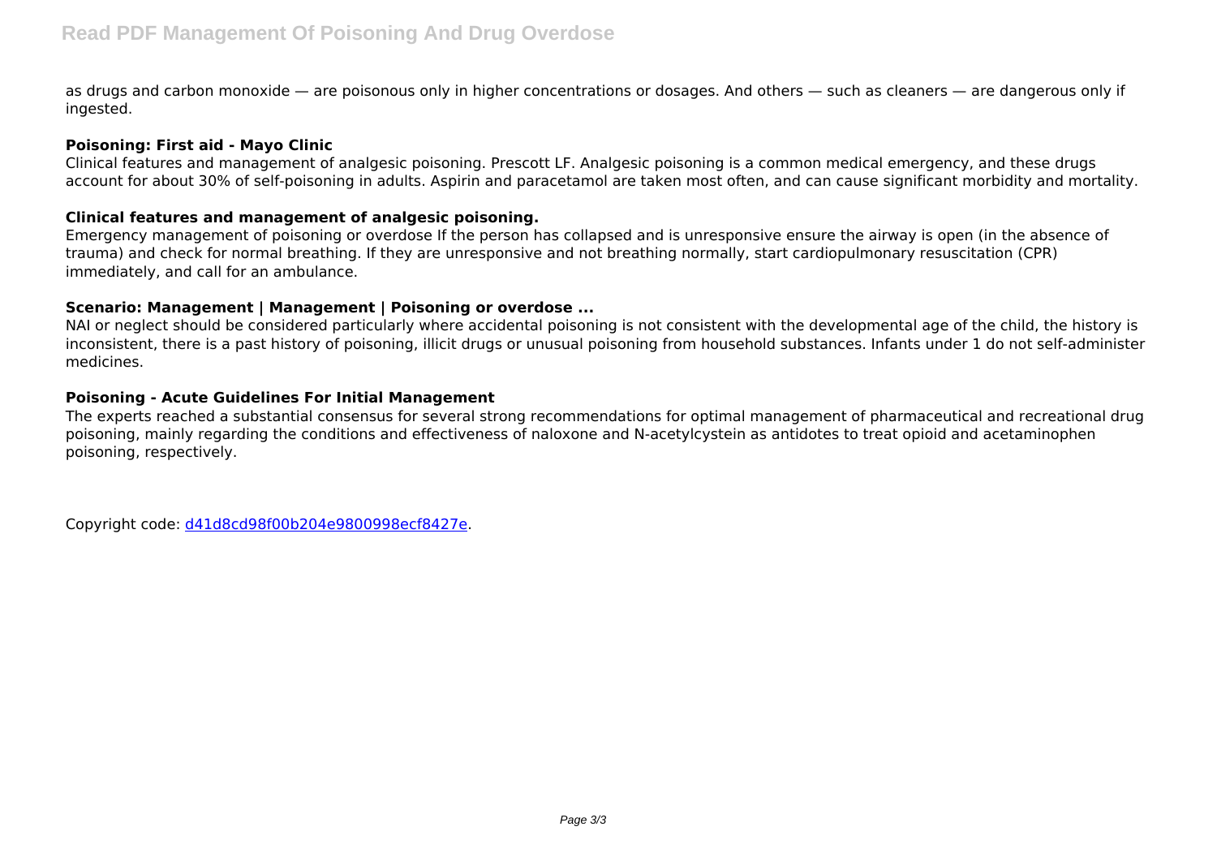as drugs and carbon monoxide — are poisonous only in higher concentrations or dosages. And others — such as cleaners — are dangerous only if ingested.

**Poisoning: First aid - Mayo Clinic**

Clinical features and management of analgesic poisoning. Prescott LF. Analgesic poisoning is a common medical emergency, and these drugs account for about 30% of self-poisoning in adults. Aspirin and paracetamol are taken most often, and can cause significant morbidity and mortality.

**Clinical features and management of analgesic poisoning.**

Emergency management of poisoning or overdose If the person has collapsed and is unresponsive ensure the airway is open (in the absence of trauma) and check for normal breathing. If they are unresponsive and not breathing normally, start cardiopulmonary resuscitation (CPR) immediately, and call for an ambulance.

**Scenario: Management | Management | Poisoning or overdose ...**

NAI or neglect should be considered particularly where accidental poisoning is not consistent with the developmental age of the child, the history is inconsistent, there is a past history of poisoning, illicit drugs or unusual poisoning from household substances. Infants under 1 do not self-administer medicines.

**Poisoning - Acute Guidelines For Initial Management**

The experts reached a substantial consensus for several strong recommendations for optimal management of pharmaceutical and recreational drug poisoning, mainly regarding the conditions and effectiveness of naloxone and N-acetylcystein as antidotes to treat opioid and acetaminophen poisoning, respectively.

Copyright code: d41d8cd98f00b204e9800998ecf8427e.